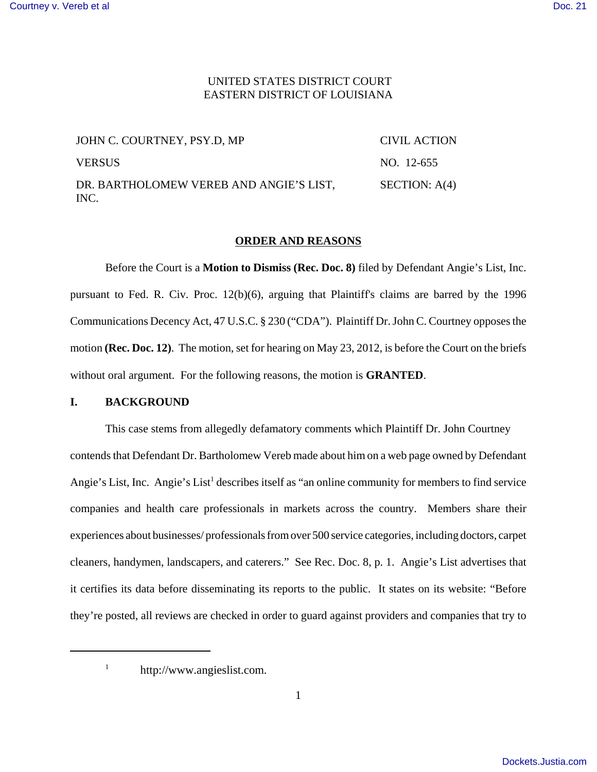UNITED STATES DISTRICT COURT
EASTERN DISTRICT OF LOUISIANA

| JOHN C. COURTNEY, PSY.D, MP | CIVIL ACTION |
| --- | --- |
| VERSUS | NO. 12-655 |
| DR. BARTHOLOMEW VEREB AND ANGIE'S LIST, INC. | SECTION: A(4) |

## ORDER AND REASONS

Before the Court is a **Motion to Dismiss (Rec. Doc. 8)** filed by Defendant Angie's List, Inc. pursuant to Fed. R. Civ. Proc. 12(b)(6), arguing that Plaintiff's claims are barred by the 1996 Communications Decency Act, 47 U.S.C. § 230 ("CDA"). Plaintiff Dr. John C. Courtney opposes the motion **(Rec. Doc. 12)**. The motion, set for hearing on May 23, 2012, is before the Court on the briefs without oral argument. For the following reasons, the motion is **GRANTED**.

## I. BACKGROUND

This case stems from allegedly defamatory comments which Plaintiff Dr. John Courtney contends that Defendant Dr. Bartholomew Vereb made about him on a web page owned by Defendant Angie's List, Inc. Angie's List[1] describes itself as "an online community for members to find service companies and health care professionals in markets across the country. Members share their experiences about businesses/ professionals from over 500 service categories, including doctors, carpet cleaners, handymen, landscapers, and caterers." See Rec. Doc. 8, p. 1. Angie's List advertises that it certifies its data before disseminating its reports to the public. It states on its website: "Before they're posted, all reviews are checked in order to guard against providers and companies that try to

---

[1] http://www.angieslist.com.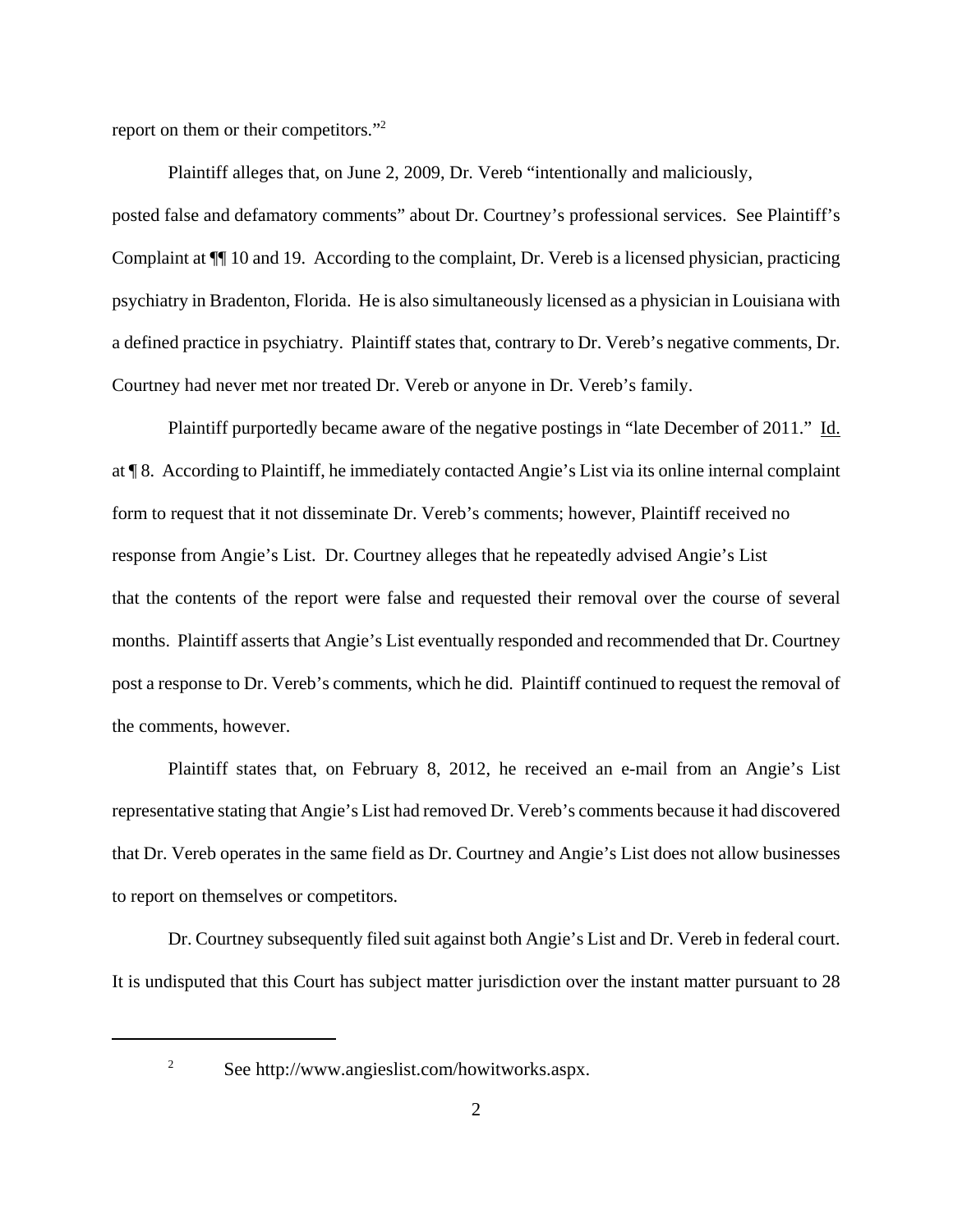report on them or their competitors."[2]

Plaintiff alleges that, on June 2, 2009, Dr. Vereb "intentionally and maliciously, posted false and defamatory comments" about Dr. Courtney's professional services. See Plaintiff's Complaint at ¶¶ 10 and 19. According to the complaint, Dr. Vereb is a licensed physician, practicing psychiatry in Bradenton, Florida. He is also simultaneously licensed as a physician in Louisiana with a defined practice in psychiatry. Plaintiff states that, contrary to Dr. Vereb's negative comments, Dr. Courtney had never met nor treated Dr. Vereb or anyone in Dr. Vereb's family.

Plaintiff purportedly became aware of the negative postings in "late December of 2011." Id. at ¶ 8. According to Plaintiff, he immediately contacted Angie's List via its online internal complaint form to request that it not disseminate Dr. Vereb's comments; however, Plaintiff received no response from Angie's List. Dr. Courtney alleges that he repeatedly advised Angie's List that the contents of the report were false and requested their removal over the course of several months. Plaintiff asserts that Angie's List eventually responded and recommended that Dr. Courtney post a response to Dr. Vereb's comments, which he did. Plaintiff continued to request the removal of the comments, however.

Plaintiff states that, on February 8, 2012, he received an e-mail from an Angie's List representative stating that Angie's List had removed Dr. Vereb's comments because it had discovered that Dr. Vereb operates in the same field as Dr. Courtney and Angie's List does not allow businesses to report on themselves or competitors.

Dr. Courtney subsequently filed suit against both Angie's List and Dr. Vereb in federal court. It is undisputed that this Court has subject matter jurisdiction over the instant matter pursuant to 28

---

[2] See http://www.angieslist.com/howitworks.aspx.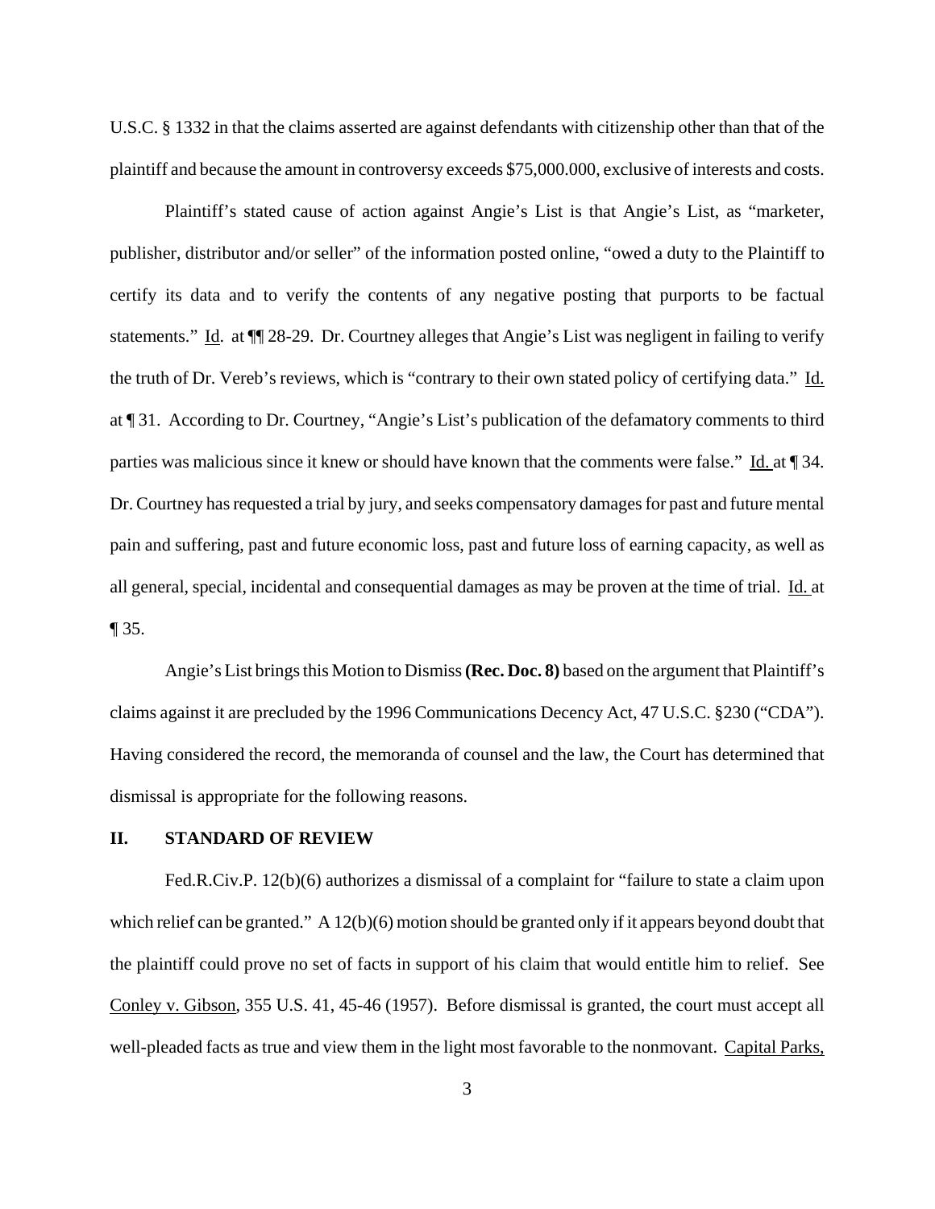U.S.C. § 1332 in that the claims asserted are against defendants with citizenship other than that of the plaintiff and because the amount in controversy exceeds $75,000.000, exclusive of interests and costs.

Plaintiff's stated cause of action against Angie's List is that Angie's List, as "marketer, publisher, distributor and/or seller" of the information posted online, "owed a duty to the Plaintiff to certify its data and to verify the contents of any negative posting that purports to be factual statements." Id. at ¶¶ 28-29. Dr. Courtney alleges that Angie's List was negligent in failing to verify the truth of Dr. Vereb's reviews, which is "contrary to their own stated policy of certifying data." Id. at ¶ 31. According to Dr. Courtney, "Angie's List's publication of the defamatory comments to third parties was malicious since it knew or should have known that the comments were false." Id. at ¶ 34. Dr. Courtney has requested a trial by jury, and seeks compensatory damages for past and future mental pain and suffering, past and future economic loss, past and future loss of earning capacity, as well as all general, special, incidental and consequential damages as may be proven at the time of trial. Id. at ¶ 35.

Angie's List brings this Motion to Dismiss **(Rec. Doc. 8)** based on the argument that Plaintiff's claims against it are precluded by the 1996 Communications Decency Act, 47 U.S.C. §230 ("CDA"). Having considered the record, the memoranda of counsel and the law, the Court has determined that dismissal is appropriate for the following reasons.

## II. STANDARD OF REVIEW

Fed.R.Civ.P. 12(b)(6) authorizes a dismissal of a complaint for "failure to state a claim upon which relief can be granted." A 12(b)(6) motion should be granted only if it appears beyond doubt that the plaintiff could prove no set of facts in support of his claim that would entitle him to relief. See Conley v. Gibson, 355 U.S. 41, 45-46 (1957). Before dismissal is granted, the court must accept all well-pleaded facts as true and view them in the light most favorable to the nonmovant. Capital Parks,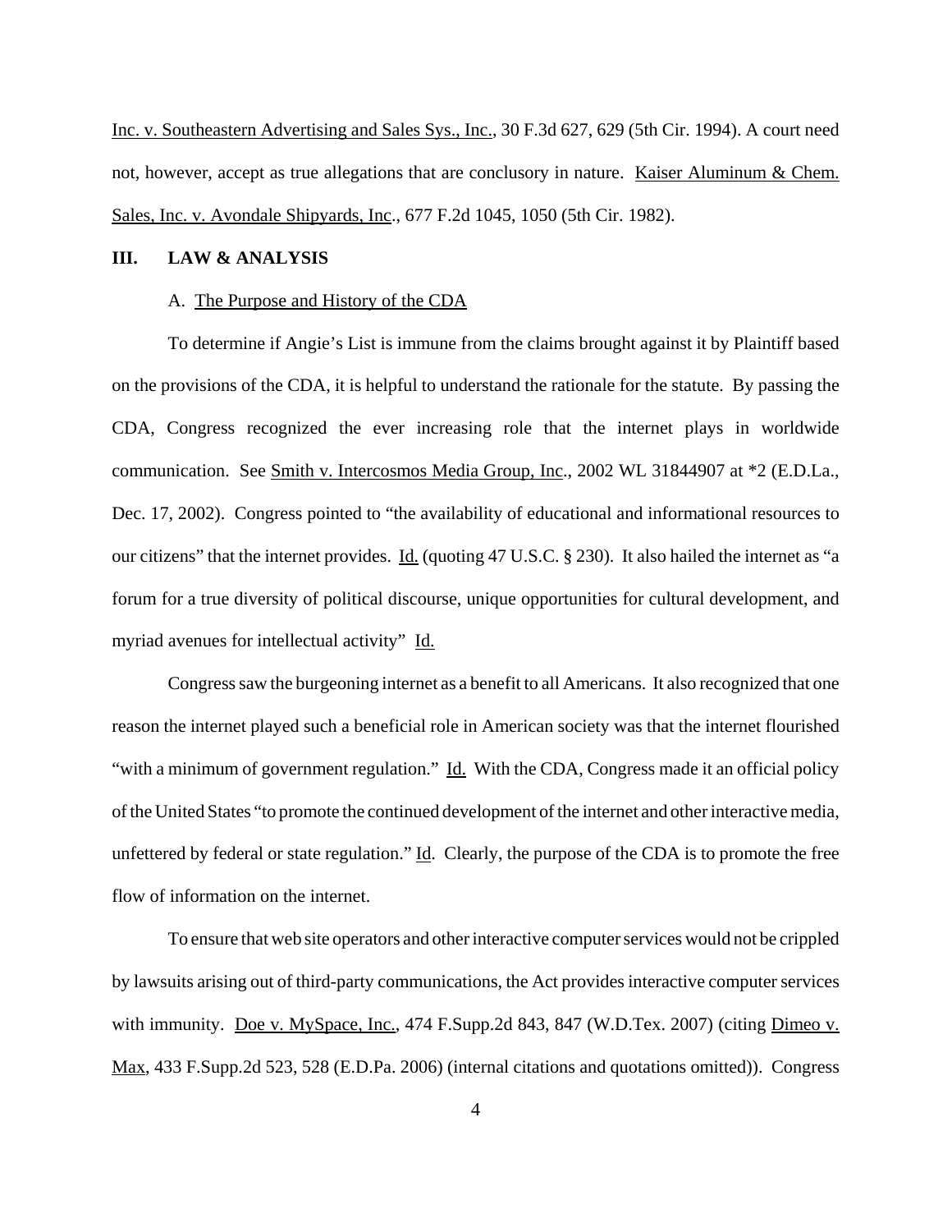Inc. v. Southeastern Advertising and Sales Sys., Inc., 30 F.3d 627, 629 (5th Cir. 1994). A court need not, however, accept as true allegations that are conclusory in nature. Kaiser Aluminum & Chem. Sales, Inc. v. Avondale Shipyards, Inc., 677 F.2d 1045, 1050 (5th Cir. 1982).

## III. LAW & ANALYSIS

### A. The Purpose and History of the CDA

To determine if Angie's List is immune from the claims brought against it by Plaintiff based on the provisions of the CDA, it is helpful to understand the rationale for the statute. By passing the CDA, Congress recognized the ever increasing role that the internet plays in worldwide communication. See Smith v. Intercosmos Media Group, Inc., 2002 WL 31844907 at *2 (E.D.La., Dec. 17, 2002). Congress pointed to "the availability of educational and informational resources to our citizens" that the internet provides. Id. (quoting 47 U.S.C. § 230). It also hailed the internet as "a forum for a true diversity of political discourse, unique opportunities for cultural development, and myriad avenues for intellectual activity" Id.

Congress saw the burgeoning internet as a benefit to all Americans. It also recognized that one reason the internet played such a beneficial role in American society was that the internet flourished "with a minimum of government regulation." Id. With the CDA, Congress made it an official policy of the United States "to promote the continued development of the internet and other interactive media, unfettered by federal or state regulation." Id. Clearly, the purpose of the CDA is to promote the free flow of information on the internet.

To ensure that web site operators and other interactive computer services would not be crippled by lawsuits arising out of third-party communications, the Act provides interactive computer services with immunity. Doe v. MySpace, Inc., 474 F.Supp.2d 843, 847 (W.D.Tex. 2007) (citing Dimeo v. Max, 433 F.Supp.2d 523, 528 (E.D.Pa. 2006) (internal citations and quotations omitted)). Congress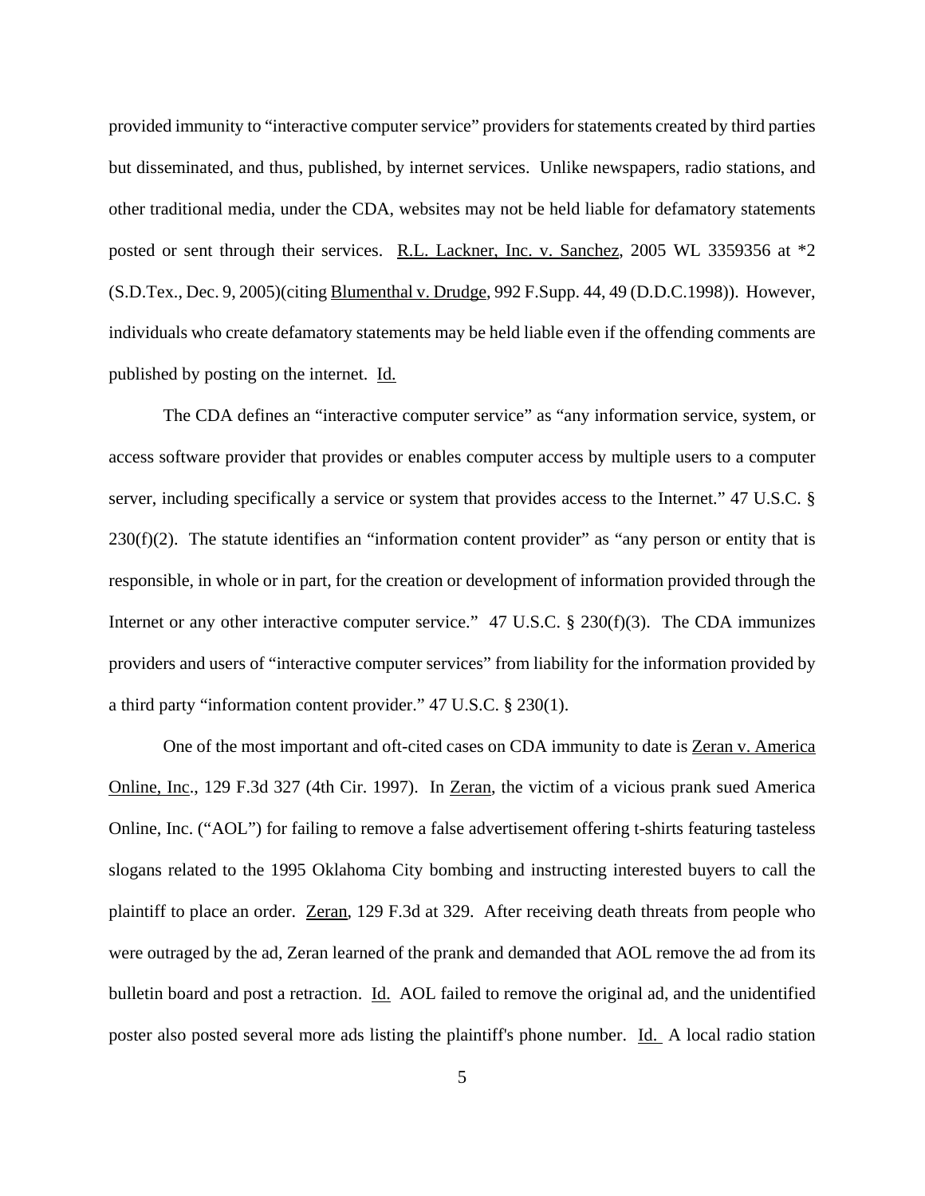provided immunity to "interactive computer service" providers for statements created by third parties but disseminated, and thus, published, by internet services. Unlike newspapers, radio stations, and other traditional media, under the CDA, websites may not be held liable for defamatory statements posted or sent through their services. R.L. Lackner, Inc. v. Sanchez, 2005 WL 3359356 at *2 (S.D.Tex., Dec. 9, 2005)(citing Blumenthal v. Drudge, 992 F.Supp. 44, 49 (D.D.C.1998)). However, individuals who create defamatory statements may be held liable even if the offending comments are published by posting on the internet. Id.

The CDA defines an "interactive computer service" as "any information service, system, or access software provider that provides or enables computer access by multiple users to a computer server, including specifically a service or system that provides access to the Internet." 47 U.S.C. § 230(f)(2). The statute identifies an "information content provider" as "any person or entity that is responsible, in whole or in part, for the creation or development of information provided through the Internet or any other interactive computer service." 47 U.S.C. § 230(f)(3). The CDA immunizes providers and users of "interactive computer services" from liability for the information provided by a third party "information content provider." 47 U.S.C. § 230(1).

One of the most important and oft-cited cases on CDA immunity to date is Zeran v. America Online, Inc., 129 F.3d 327 (4th Cir. 1997). In Zeran, the victim of a vicious prank sued America Online, Inc. ("AOL") for failing to remove a false advertisement offering t-shirts featuring tasteless slogans related to the 1995 Oklahoma City bombing and instructing interested buyers to call the plaintiff to place an order. Zeran, 129 F.3d at 329. After receiving death threats from people who were outraged by the ad, Zeran learned of the prank and demanded that AOL remove the ad from its bulletin board and post a retraction. Id. AOL failed to remove the original ad, and the unidentified poster also posted several more ads listing the plaintiff's phone number. Id. A local radio station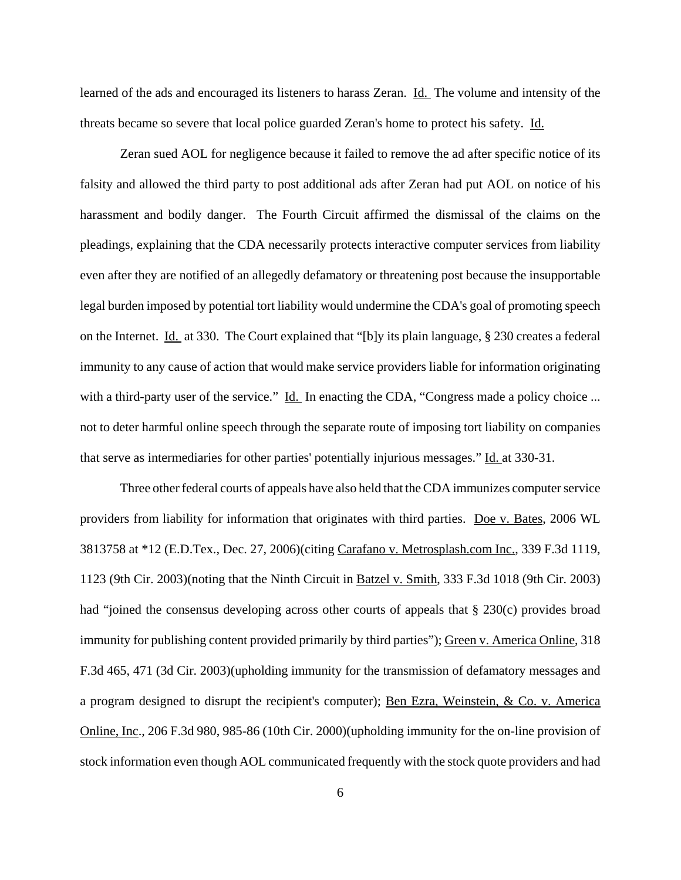learned of the ads and encouraged its listeners to harass Zeran. Id. The volume and intensity of the threats became so severe that local police guarded Zeran's home to protect his safety. Id.

Zeran sued AOL for negligence because it failed to remove the ad after specific notice of its falsity and allowed the third party to post additional ads after Zeran had put AOL on notice of his harassment and bodily danger. The Fourth Circuit affirmed the dismissal of the claims on the pleadings, explaining that the CDA necessarily protects interactive computer services from liability even after they are notified of an allegedly defamatory or threatening post because the insupportable legal burden imposed by potential tort liability would undermine the CDA's goal of promoting speech on the Internet. Id. at 330. The Court explained that "[b]y its plain language, § 230 creates a federal immunity to any cause of action that would make service providers liable for information originating with a third-party user of the service." Id. In enacting the CDA, "Congress made a policy choice ... not to deter harmful online speech through the separate route of imposing tort liability on companies that serve as intermediaries for other parties' potentially injurious messages." Id. at 330-31.

Three other federal courts of appeals have also held that the CDA immunizes computer service providers from liability for information that originates with third parties. Doe v. Bates, 2006 WL 3813758 at *12 (E.D.Tex., Dec. 27, 2006)(citing Carafano v. Metrosplash.com Inc., 339 F.3d 1119, 1123 (9th Cir. 2003)(noting that the Ninth Circuit in Batzel v. Smith, 333 F.3d 1018 (9th Cir. 2003) had "joined the consensus developing across other courts of appeals that § 230(c) provides broad immunity for publishing content provided primarily by third parties"); Green v. America Online, 318 F.3d 465, 471 (3d Cir. 2003)(upholding immunity for the transmission of defamatory messages and a program designed to disrupt the recipient's computer); Ben Ezra, Weinstein, & Co. v. America Online, Inc., 206 F.3d 980, 985-86 (10th Cir. 2000)(upholding immunity for the on-line provision of stock information even though AOL communicated frequently with the stock quote providers and had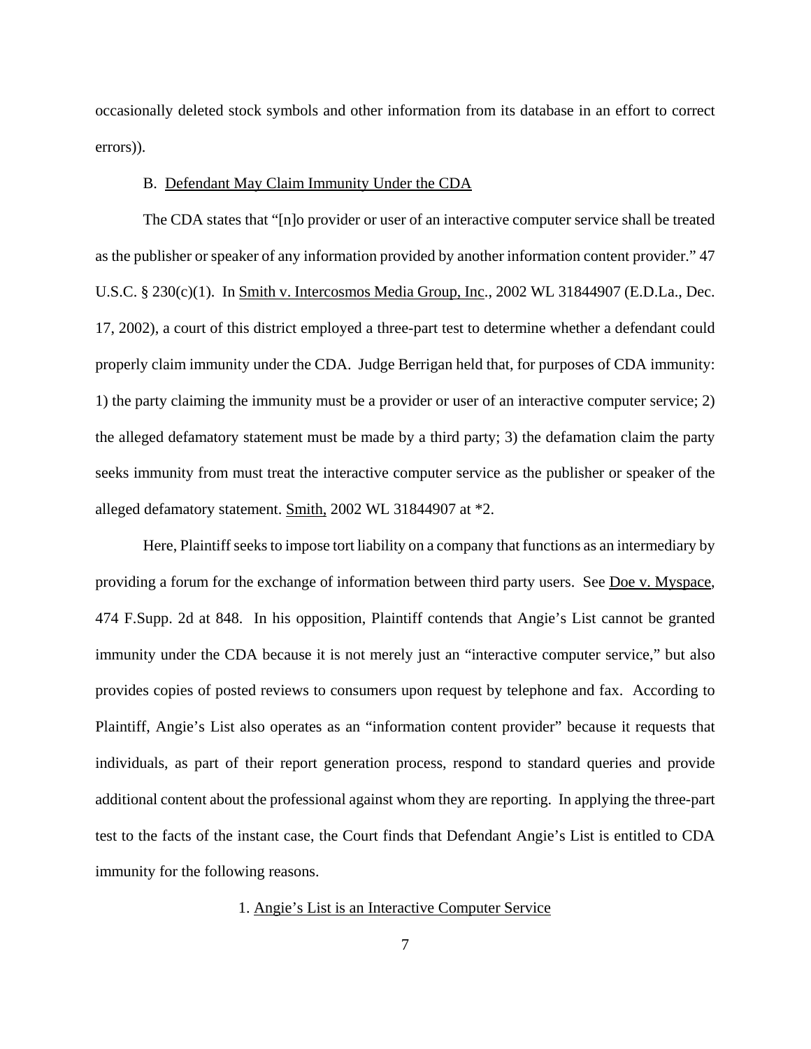occasionally deleted stock symbols and other information from its database in an effort to correct errors)).

B. Defendant May Claim Immunity Under the CDA

The CDA states that "[n]o provider or user of an interactive computer service shall be treated as the publisher or speaker of any information provided by another information content provider." 47 U.S.C. § 230(c)(1). In Smith v. Intercosmos Media Group, Inc., 2002 WL 31844907 (E.D.La., Dec. 17, 2002), a court of this district employed a three-part test to determine whether a defendant could properly claim immunity under the CDA. Judge Berrigan held that, for purposes of CDA immunity: 1) the party claiming the immunity must be a provider or user of an interactive computer service; 2) the alleged defamatory statement must be made by a third party; 3) the defamation claim the party seeks immunity from must treat the interactive computer service as the publisher or speaker of the alleged defamatory statement. Smith, 2002 WL 31844907 at *2.

Here, Plaintiff seeks to impose tort liability on a company that functions as an intermediary by providing a forum for the exchange of information between third party users. See Doe v. Myspace, 474 F.Supp. 2d at 848. In his opposition, Plaintiff contends that Angie's List cannot be granted immunity under the CDA because it is not merely just an "interactive computer service," but also provides copies of posted reviews to consumers upon request by telephone and fax. According to Plaintiff, Angie's List also operates as an "information content provider" because it requests that individuals, as part of their report generation process, respond to standard queries and provide additional content about the professional against whom they are reporting. In applying the three-part test to the facts of the instant case, the Court finds that Defendant Angie's List is entitled to CDA immunity for the following reasons.

1. Angie's List is an Interactive Computer Service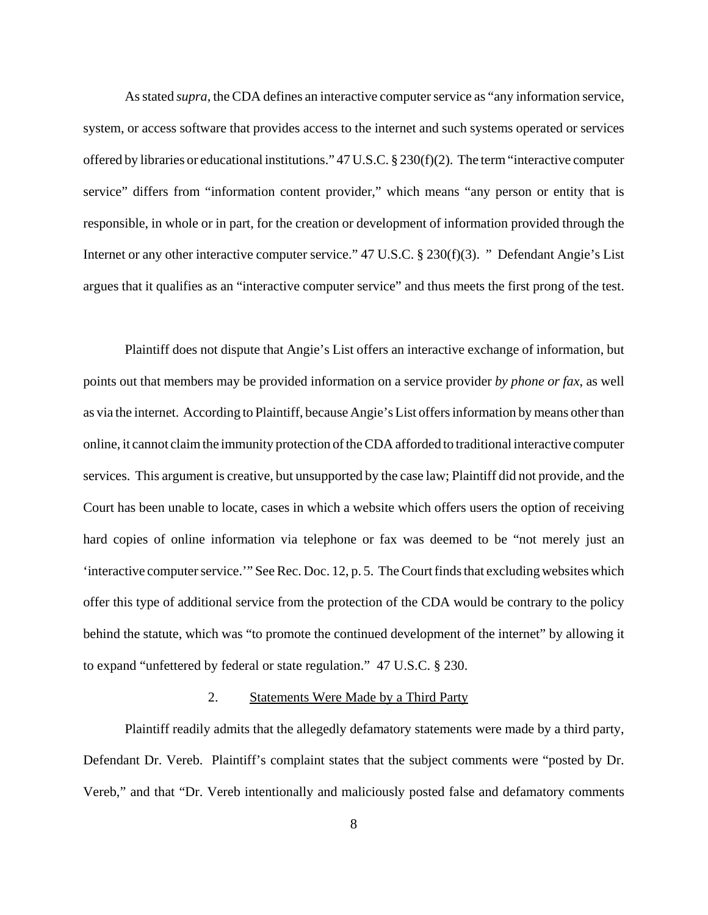As stated *supra*, the CDA defines an interactive computer service as "any information service, system, or access software that provides access to the internet and such systems operated or services offered by libraries or educational institutions." 47 U.S.C. § 230(f)(2). The term "interactive computer service" differs from "information content provider," which means "any person or entity that is responsible, in whole or in part, for the creation or development of information provided through the Internet or any other interactive computer service." 47 U.S.C. § 230(f)(3). " Defendant Angie's List argues that it qualifies as an "interactive computer service" and thus meets the first prong of the test.

Plaintiff does not dispute that Angie's List offers an interactive exchange of information, but points out that members may be provided information on a service provider *by phone or fax*, as well as via the internet. According to Plaintiff, because Angie's List offers information by means other than online, it cannot claim the immunity protection of the CDA afforded to traditional interactive computer services. This argument is creative, but unsupported by the case law; Plaintiff did not provide, and the Court has been unable to locate, cases in which a website which offers users the option of receiving hard copies of online information via telephone or fax was deemed to be "not merely just an 'interactive computer service.'" See Rec. Doc. 12, p. 5. The Court finds that excluding websites which offer this type of additional service from the protection of the CDA would be contrary to the policy behind the statute, which was "to promote the continued development of the internet" by allowing it to expand "unfettered by federal or state regulation." 47 U.S.C. § 230.

2. Statements Were Made by a Third Party

Plaintiff readily admits that the allegedly defamatory statements were made by a third party, Defendant Dr. Vereb. Plaintiff's complaint states that the subject comments were "posted by Dr. Vereb," and that "Dr. Vereb intentionally and maliciously posted false and defamatory comments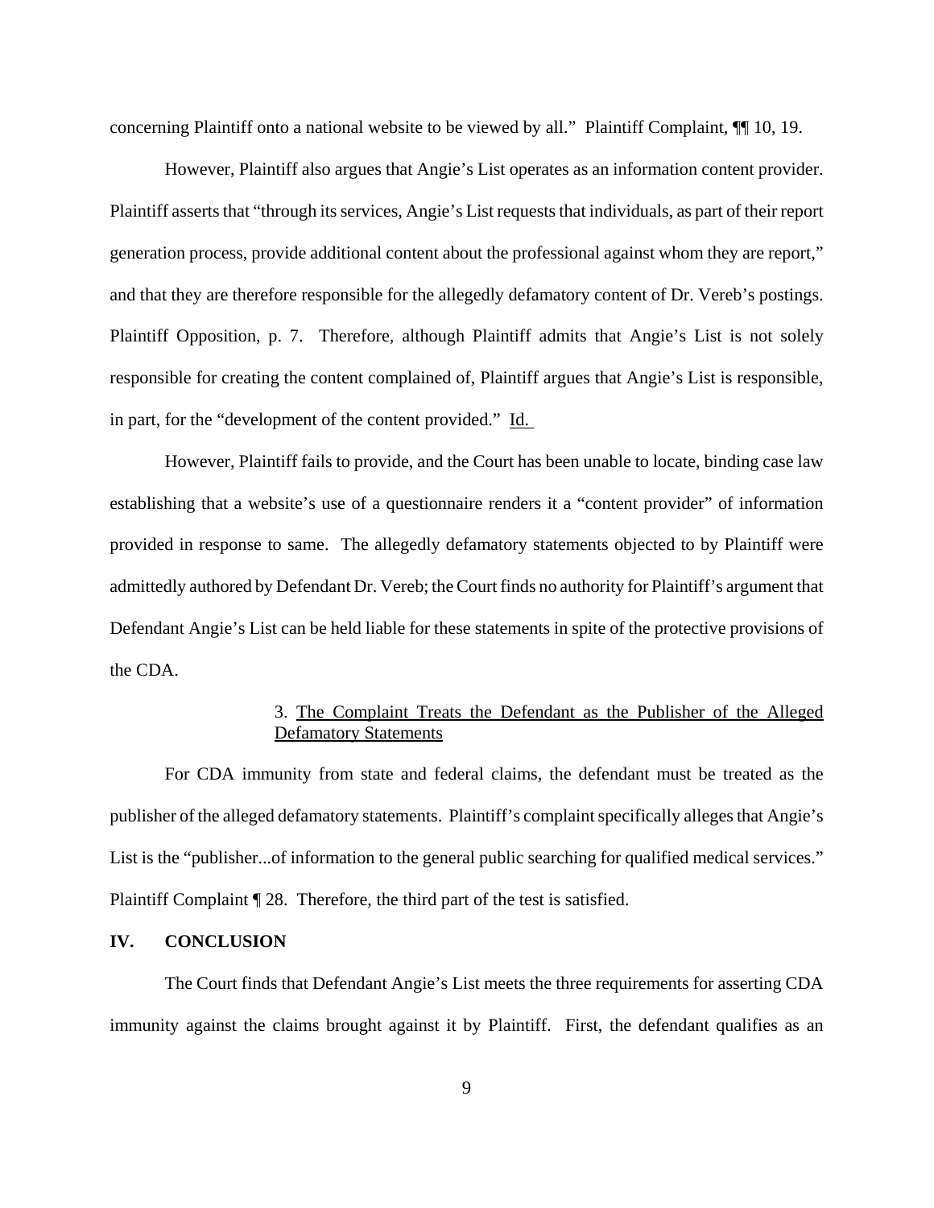concerning Plaintiff onto a national website to be viewed by all." Plaintiff Complaint, ¶¶ 10, 19.

However, Plaintiff also argues that Angie's List operates as an information content provider. Plaintiff asserts that "through its services, Angie's List requests that individuals, as part of their report generation process, provide additional content about the professional against whom they are report," and that they are therefore responsible for the allegedly defamatory content of Dr. Vereb's postings. Plaintiff Opposition, p. 7. Therefore, although Plaintiff admits that Angie's List is not solely responsible for creating the content complained of, Plaintiff argues that Angie's List is responsible, in part, for the "development of the content provided." Id.

However, Plaintiff fails to provide, and the Court has been unable to locate, binding case law establishing that a website's use of a questionnaire renders it a "content provider" of information provided in response to same. The allegedly defamatory statements objected to by Plaintiff were admittedly authored by Defendant Dr. Vereb; the Court finds no authority for Plaintiff's argument that Defendant Angie's List can be held liable for these statements in spite of the protective provisions of the CDA.

### 3. The Complaint Treats the Defendant as the Publisher of the Alleged Defamatory Statements

For CDA immunity from state and federal claims, the defendant must be treated as the publisher of the alleged defamatory statements. Plaintiff's complaint specifically alleges that Angie's List is the "publisher...of information to the general public searching for qualified medical services." Plaintiff Complaint ¶ 28. Therefore, the third part of the test is satisfied.

## IV. CONCLUSION

The Court finds that Defendant Angie's List meets the three requirements for asserting CDA immunity against the claims brought against it by Plaintiff. First, the defendant qualifies as an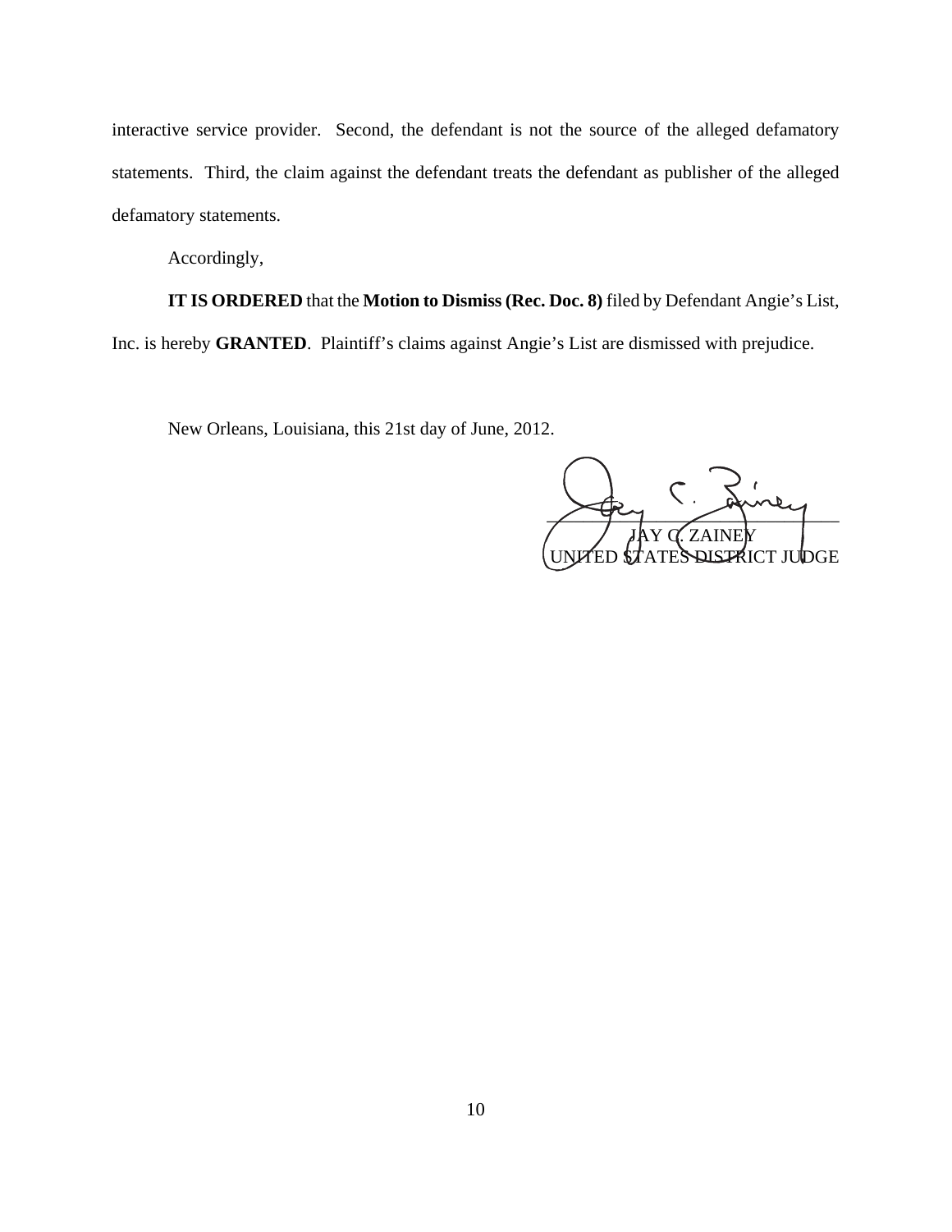interactive service provider. Second, the defendant is not the source of the alleged defamatory statements. Third, the claim against the defendant treats the defendant as publisher of the alleged defamatory statements.

Accordingly,

**IT IS ORDERED** that the **Motion to Dismiss (Rec. Doc. 8)** filed by Defendant Angie's List, Inc. is hereby **GRANTED**. Plaintiff's claims against Angie's List are dismissed with prejudice.

New Orleans, Louisiana, this 21st day of June, 2012.

JAY C. ZAINEY
UNITED STATES DISTRICT JUDGE